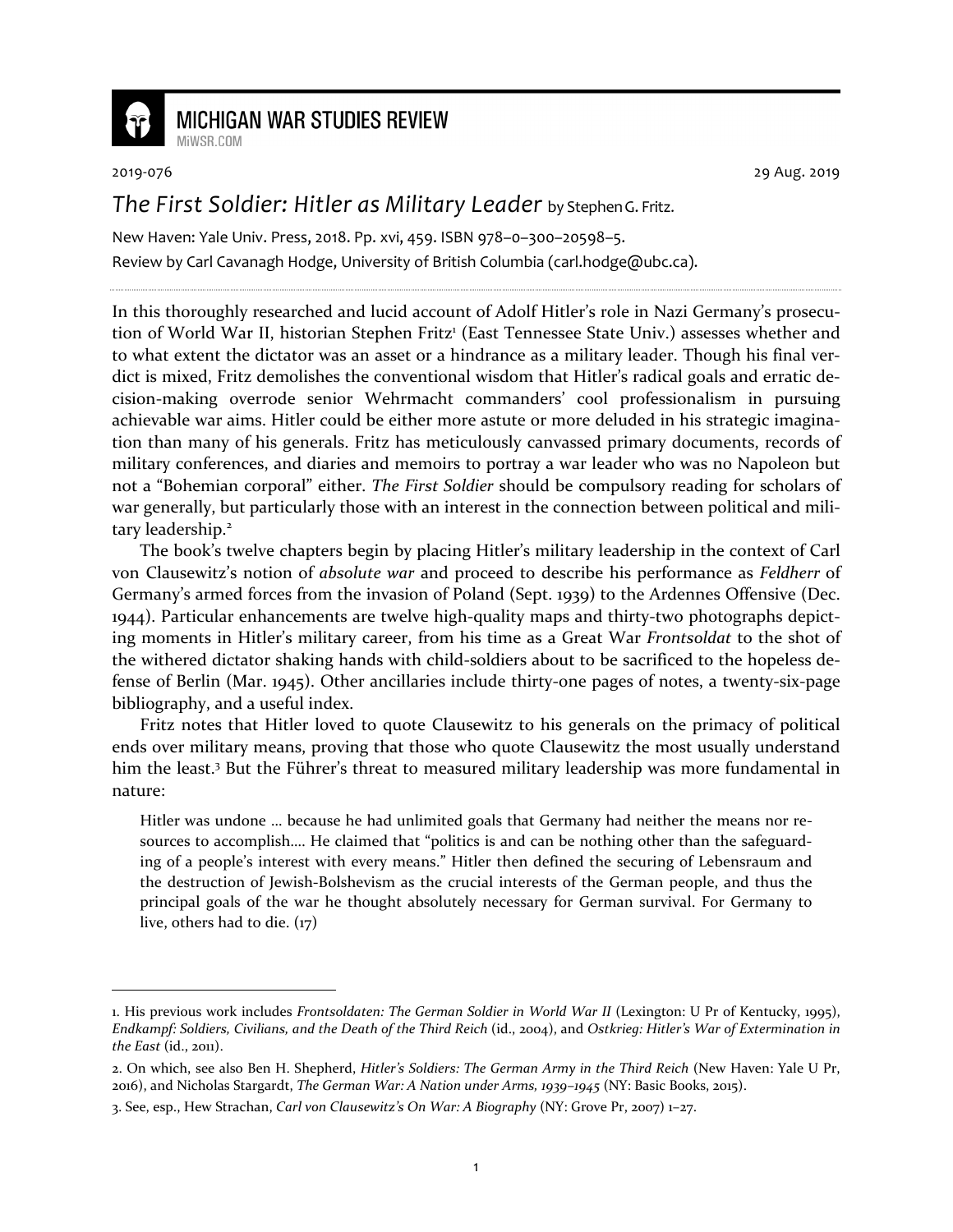# MICHIGAN WAR STUDIES REVIEW

MiWSR.COM

2019-076 29 Aug. 2019

## *The First Soldier: Hitler as Military Leader* by Stephen G. Fritz.

New Haven: Yale Univ. Press, 2018. Pp. xvi, 459. ISBN 978–0–300–20598–5.

Review by Carl Cavanagh Hodge, University of British Columbia (carl.hodge@ubc.ca).

---

In this thoroughly researched and lucid account of Adolf Hitler's role in Nazi Germany's prosecution of World War II, historian Stephen Fritz[1] (East Tennessee State Univ.) assesses whether and to what extent the dictator was an asset or a hindrance as a military leader. Though his final verdict is mixed, Fritz demolishes the conventional wisdom that Hitler's radical goals and erratic decision-making overrode senior Wehrmacht commanders' cool professionalism in pursuing achievable war aims. Hitler could be either more astute or more deluded in his strategic imagination than many of his generals. Fritz has meticulously canvassed primary documents, records of military conferences, and diaries and memoirs to portray a war leader who was no Napoleon but not a "Bohemian corporal" either. *The First Soldier* should be compulsory reading for scholars of war generally, but particularly those with an interest in the connection between political and military leadership.[2]

The book's twelve chapters begin by placing Hitler's military leadership in the context of Carl von Clausewitz's notion of *absolute war* and proceed to describe his performance as *Feldherr* of Germany's armed forces from the invasion of Poland (Sept. 1939) to the Ardennes Offensive (Dec. 1944). Particular enhancements are twelve high-quality maps and thirty-two photographs depicting moments in Hitler's military career, from his time as a Great War *Frontsoldat* to the shot of the withered dictator shaking hands with child-soldiers about to be sacrificed to the hopeless defense of Berlin (Mar. 1945). Other ancillaries include thirty-one pages of notes, a twenty-six-page bibliography, and a useful index.

Fritz notes that Hitler loved to quote Clausewitz to his generals on the primacy of political ends over military means, proving that those who quote Clausewitz the most usually understand him the least.[3] But the Führer's threat to measured military leadership was more fundamental in nature:

> Hitler was undone … because he had unlimited goals that Germany had neither the means nor resources to accomplish…. He claimed that "politics is and can be nothing other than the safeguarding of a people's interest with every means." Hitler then defined the securing of Lebensraum and the destruction of Jewish-Bolshevism as the crucial interests of the German people, and thus the principal goals of the war he thought absolutely necessary for German survival. For Germany to live, others had to die. (17)

---

1. His previous work includes *Frontsoldaten: The German Soldier in World War II* (Lexington: U Pr of Kentucky, 1995), *Endkampf: Soldiers, Civilians, and the Death of the Third Reich* (id., 2004), and *Ostkrieg: Hitler's War of Extermination in the East* (id., 2011).

2. On which, see also Ben H. Shepherd, *Hitler's Soldiers: The German Army in the Third Reich* (New Haven: Yale U Pr, 2016), and Nicholas Stargardt, *The German War: A Nation under Arms, 1939–1945* (NY: Basic Books, 2015).

3. See, esp., Hew Strachan, *Carl von Clausewitz's On War: A Biography* (NY: Grove Pr, 2007) 1–27.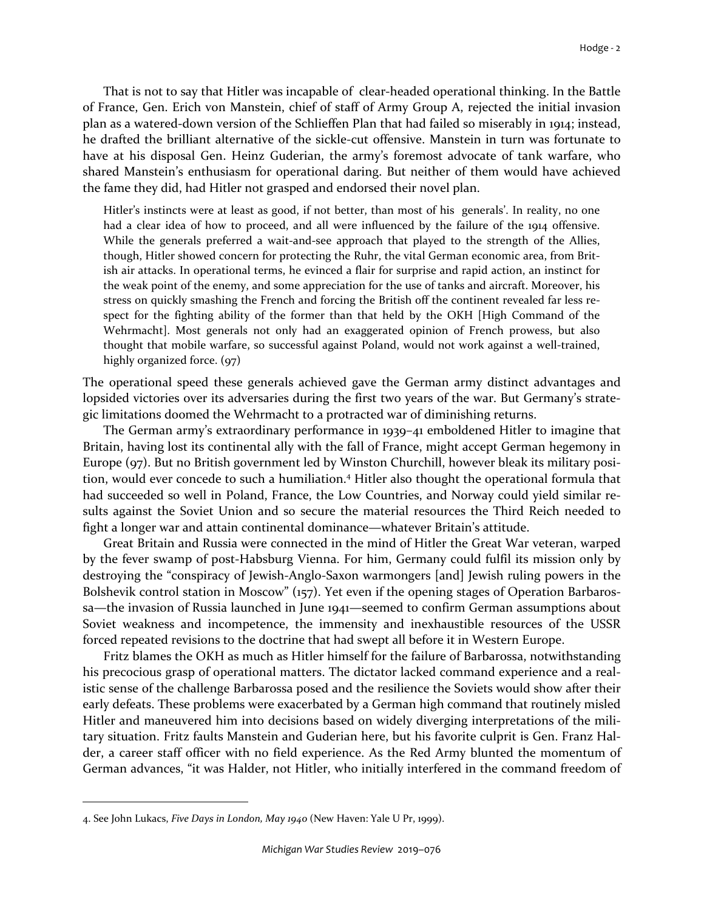That is not to say that Hitler was incapable of clear-headed operational thinking. In the Battle of France, Gen. Erich von Manstein, chief of staff of Army Group A, rejected the initial invasion plan as a watered-down version of the Schlieffen Plan that had failed so miserably in 1914; instead, he drafted the brilliant alternative of the sickle-cut offensive. Manstein in turn was fortunate to have at his disposal Gen. Heinz Guderian, the army's foremost advocate of tank warfare, who shared Manstein's enthusiasm for operational daring. But neither of them would have achieved the fame they did, had Hitler not grasped and endorsed their novel plan.

> Hitler's instincts were at least as good, if not better, than most of his generals'. In reality, no one had a clear idea of how to proceed, and all were influenced by the failure of the 1914 offensive. While the generals preferred a wait-and-see approach that played to the strength of the Allies, though, Hitler showed concern for protecting the Ruhr, the vital German economic area, from British air attacks. In operational terms, he evinced a flair for surprise and rapid action, an instinct for the weak point of the enemy, and some appreciation for the use of tanks and aircraft. Moreover, his stress on quickly smashing the French and forcing the British off the continent revealed far less respect for the fighting ability of the former than that held by the OKH [High Command of the Wehrmacht]. Most generals not only had an exaggerated opinion of French prowess, but also thought that mobile warfare, so successful against Poland, would not work against a well-trained, highly organized force. (97)

The operational speed these generals achieved gave the German army distinct advantages and lopsided victories over its adversaries during the first two years of the war. But Germany's strategic limitations doomed the Wehrmacht to a protracted war of diminishing returns.

The German army's extraordinary performance in 1939–41 emboldened Hitler to imagine that Britain, having lost its continental ally with the fall of France, might accept German hegemony in Europe (97). But no British government led by Winston Churchill, however bleak its military position, would ever concede to such a humiliation.[4] Hitler also thought the operational formula that had succeeded so well in Poland, France, the Low Countries, and Norway could yield similar results against the Soviet Union and so secure the material resources the Third Reich needed to fight a longer war and attain continental dominance—whatever Britain's attitude.

Great Britain and Russia were connected in the mind of Hitler the Great War veteran, warped by the fever swamp of post-Habsburg Vienna. For him, Germany could fulfil its mission only by destroying the "conspiracy of Jewish-Anglo-Saxon warmongers [and] Jewish ruling powers in the Bolshevik control station in Moscow" (157). Yet even if the opening stages of Operation Barbarossa—the invasion of Russia launched in June 1941—seemed to confirm German assumptions about Soviet weakness and incompetence, the immensity and inexhaustible resources of the USSR forced repeated revisions to the doctrine that had swept all before it in Western Europe.

Fritz blames the OKH as much as Hitler himself for the failure of Barbarossa, notwithstanding his precocious grasp of operational matters. The dictator lacked command experience and a realistic sense of the challenge Barbarossa posed and the resilience the Soviets would show after their early defeats. These problems were exacerbated by a German high command that routinely misled Hitler and maneuvered him into decisions based on widely diverging interpretations of the military situation. Fritz faults Manstein and Guderian here, but his favorite culprit is Gen. Franz Halder, a career staff officer with no field experience. As the Red Army blunted the momentum of German advances, "it was Halder, not Hitler, who initially interfered in the command freedom of

---

4. See John Lukacs, *Five Days in London, May 1940* (New Haven: Yale U Pr, 1999).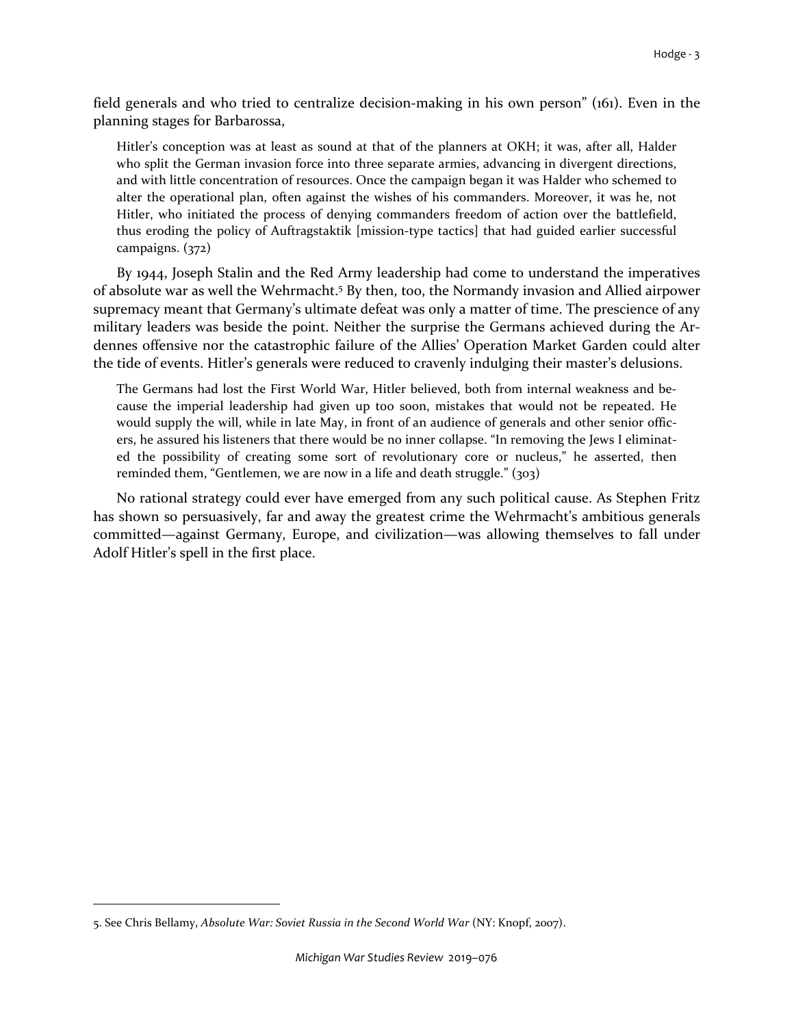field generals and who tried to centralize decision-making in his own person" (161). Even in the planning stages for Barbarossa,

> Hitler's conception was at least as sound at that of the planners at OKH; it was, after all, Halder who split the German invasion force into three separate armies, advancing in divergent directions, and with little concentration of resources. Once the campaign began it was Halder who schemed to alter the operational plan, often against the wishes of his commanders. Moreover, it was he, not Hitler, who initiated the process of denying commanders freedom of action over the battlefield, thus eroding the policy of Auftragstaktik [mission-type tactics] that had guided earlier successful campaigns. (372)

By 1944, Joseph Stalin and the Red Army leadership had come to understand the imperatives of absolute war as well the Wehrmacht.[5] By then, too, the Normandy invasion and Allied airpower supremacy meant that Germany's ultimate defeat was only a matter of time. The prescience of any military leaders was beside the point. Neither the surprise the Germans achieved during the Ardennes offensive nor the catastrophic failure of the Allies' Operation Market Garden could alter the tide of events. Hitler's generals were reduced to cravenly indulging their master's delusions.

> The Germans had lost the First World War, Hitler believed, both from internal weakness and because the imperial leadership had given up too soon, mistakes that would not be repeated. He would supply the will, while in late May, in front of an audience of generals and other senior officers, he assured his listeners that there would be no inner collapse. "In removing the Jews I eliminated the possibility of creating some sort of revolutionary core or nucleus," he asserted, then reminded them, "Gentlemen, we are now in a life and death struggle." (303)

No rational strategy could ever have emerged from any such political cause. As Stephen Fritz has shown so persuasively, far and away the greatest crime the Wehrmacht's ambitious generals committed—against Germany, Europe, and civilization—was allowing themselves to fall under Adolf Hitler's spell in the first place.

---

5. See Chris Bellamy, *Absolute War: Soviet Russia in the Second World War* (NY: Knopf, 2007).